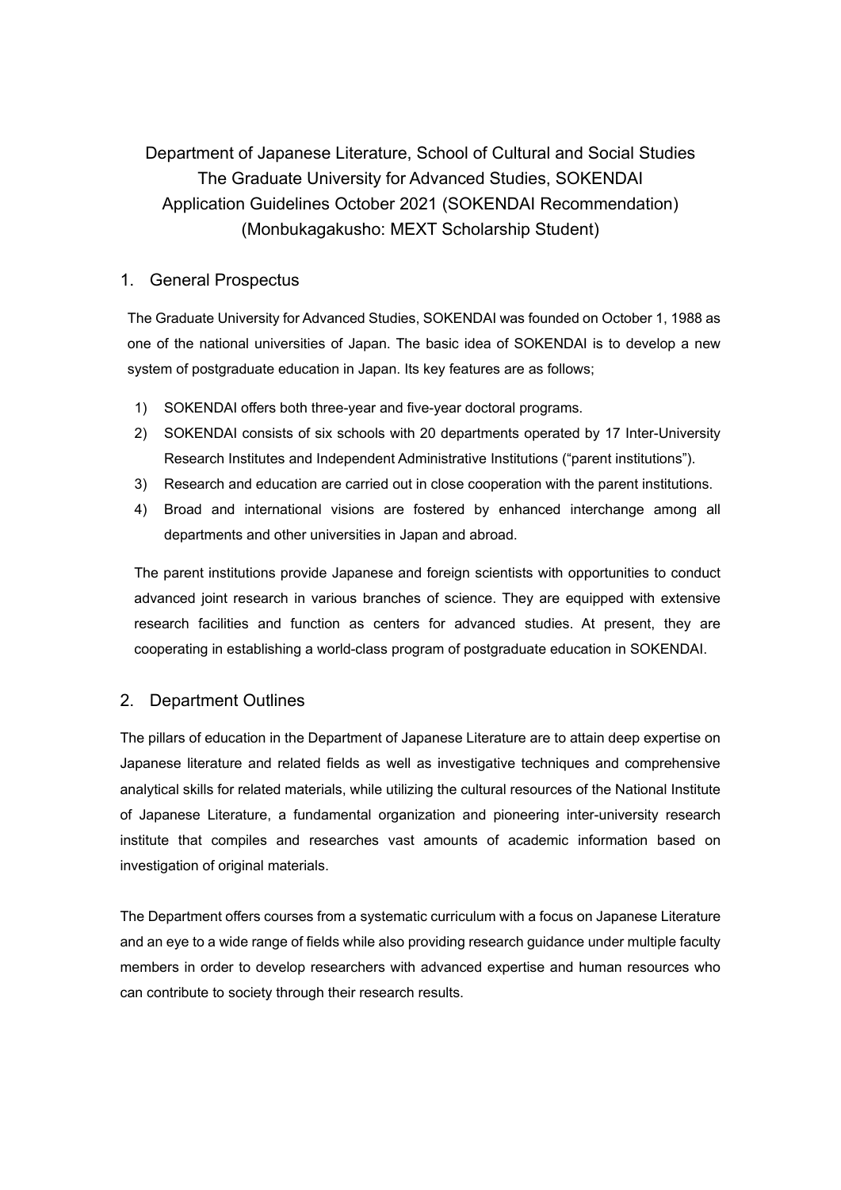# Department of Japanese Literature, School of Cultural and Social Studies
# The Graduate University for Advanced Studies, SOKENDAI
# Application Guidelines October 2021 (SOKENDAI Recommendation)
# (Monbukagakusho: MEXT Scholarship Student)

## 1. General Prospectus

The Graduate University for Advanced Studies, SOKENDAI was founded on October 1, 1988 as one of the national universities of Japan. The basic idea of SOKENDAI is to develop a new system of postgraduate education in Japan. Its key features are as follows;

1) SOKENDAI offers both three-year and five-year doctoral programs.
2) SOKENDAI consists of six schools with 20 departments operated by 17 Inter-University Research Institutes and Independent Administrative Institutions ("parent institutions").
3) Research and education are carried out in close cooperation with the parent institutions.
4) Broad and international visions are fostered by enhanced interchange among all departments and other universities in Japan and abroad.

The parent institutions provide Japanese and foreign scientists with opportunities to conduct advanced joint research in various branches of science. They are equipped with extensive research facilities and function as centers for advanced studies. At present, they are cooperating in establishing a world-class program of postgraduate education in SOKENDAI.

## 2. Department Outlines

The pillars of education in the Department of Japanese Literature are to attain deep expertise on Japanese literature and related fields as well as investigative techniques and comprehensive analytical skills for related materials, while utilizing the cultural resources of the National Institute of Japanese Literature, a fundamental organization and pioneering inter-university research institute that compiles and researches vast amounts of academic information based on investigation of original materials.

The Department offers courses from a systematic curriculum with a focus on Japanese Literature and an eye to a wide range of fields while also providing research guidance under multiple faculty members in order to develop researchers with advanced expertise and human resources who can contribute to society through their research results.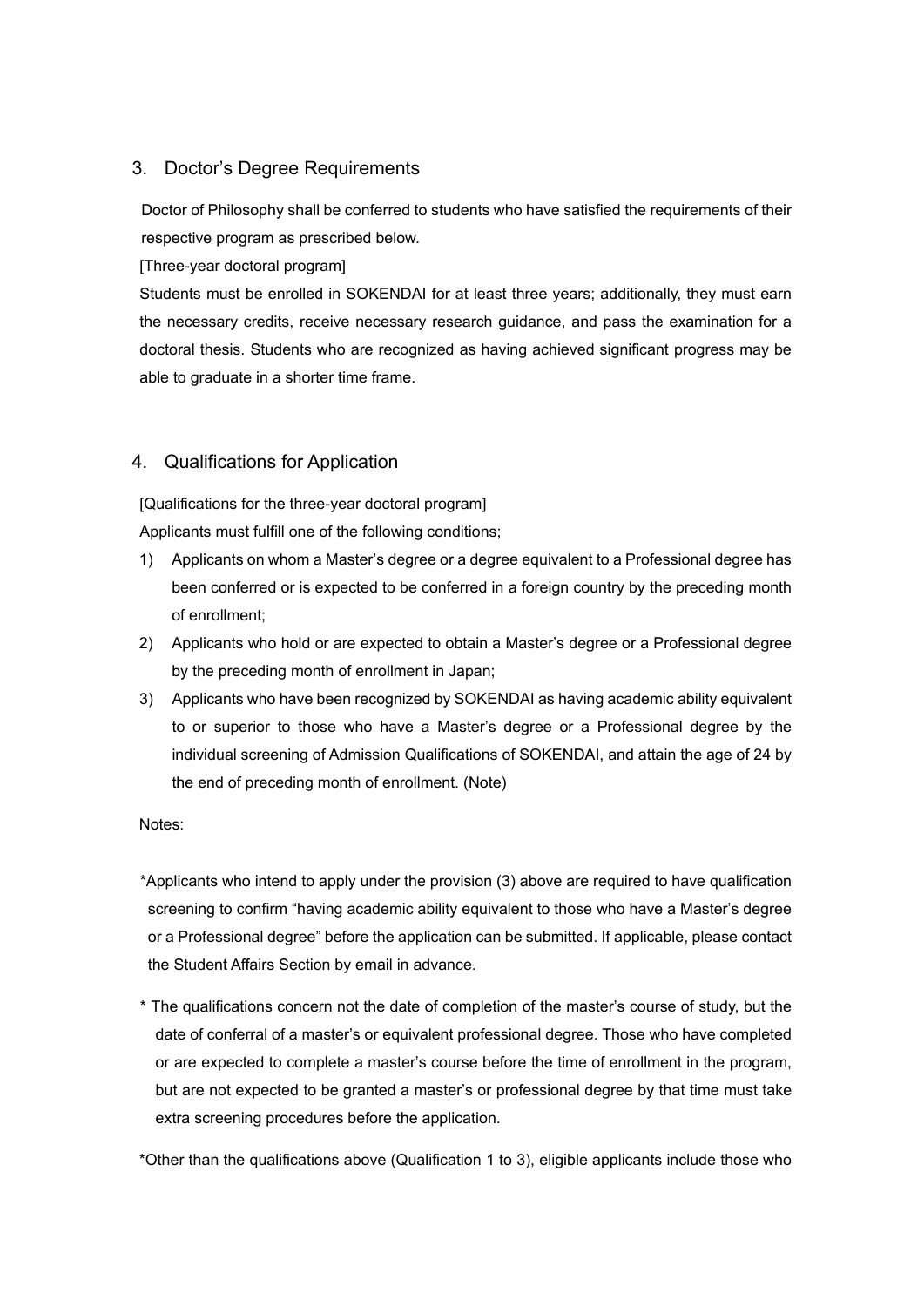## 3. Doctor's Degree Requirements

Doctor of Philosophy shall be conferred to students who have satisfied the requirements of their respective program as prescribed below.

[Three-year doctoral program]

Students must be enrolled in SOKENDAI for at least three years; additionally, they must earn the necessary credits, receive necessary research guidance, and pass the examination for a doctoral thesis. Students who are recognized as having achieved significant progress may be able to graduate in a shorter time frame.

## 4. Qualifications for Application

[Qualifications for the three-year doctoral program]

Applicants must fulfill one of the following conditions;

1) Applicants on whom a Master's degree or a degree equivalent to a Professional degree has been conferred or is expected to be conferred in a foreign country by the preceding month of enrollment;
2) Applicants who hold or are expected to obtain a Master's degree or a Professional degree by the preceding month of enrollment in Japan;
3) Applicants who have been recognized by SOKENDAI as having academic ability equivalent to or superior to those who have a Master's degree or a Professional degree by the individual screening of Admission Qualifications of SOKENDAI, and attain the age of 24 by the end of preceding month of enrollment. (Note)

Notes:

*Applicants who intend to apply under the provision (3) above are required to have qualification screening to confirm "having academic ability equivalent to those who have a Master's degree or a Professional degree" before the application can be submitted. If applicable, please contact the Student Affairs Section by email in advance.

* The qualifications concern not the date of completion of the master's course of study, but the date of conferral of a master's or equivalent professional degree. Those who have completed or are expected to complete a master's course before the time of enrollment in the program, but are not expected to be granted a master's or professional degree by that time must take extra screening procedures before the application.

*Other than the qualifications above (Qualification 1 to 3), eligible applicants include those who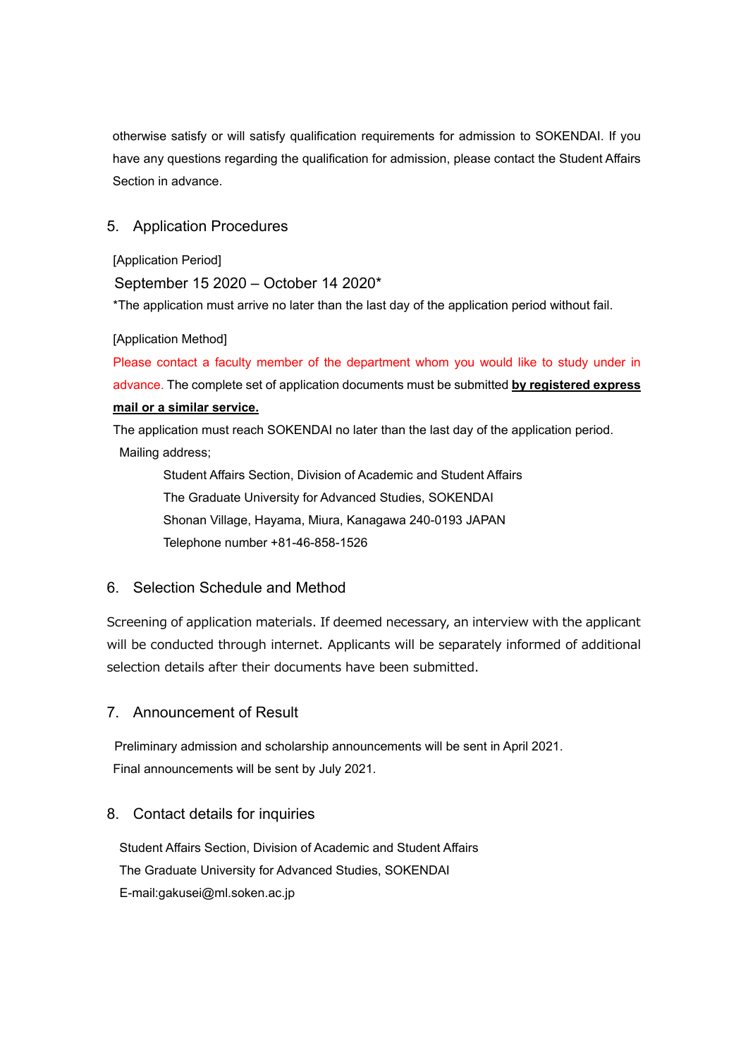otherwise satisfy or will satisfy qualification requirements for admission to SOKENDAI. If you have any questions regarding the qualification for admission, please contact the Student Affairs Section in advance.

## 5. Application Procedures

[Application Period]

September 15 2020 – October 14 2020*

*The application must arrive no later than the last day of the application period without fail.

[Application Method]

Please contact a faculty member of the department whom you would like to study under in advance. The complete set of application documents must be submitted **by registered express mail or a similar service.**

The application must reach SOKENDAI no later than the last day of the application period.

Mailing address;

Student Affairs Section, Division of Academic and Student Affairs
The Graduate University for Advanced Studies, SOKENDAI
Shonan Village, Hayama, Miura, Kanagawa 240-0193 JAPAN
Telephone number +81-46-858-1526

## 6. Selection Schedule and Method

Screening of application materials. If deemed necessary, an interview with the applicant will be conducted through internet. Applicants will be separately informed of additional selection details after their documents have been submitted.

## 7. Announcement of Result

Preliminary admission and scholarship announcements will be sent in April 2021.
Final announcements will be sent by July 2021.

## 8. Contact details for inquiries

Student Affairs Section, Division of Academic and Student Affairs
The Graduate University for Advanced Studies, SOKENDAI
E-mail:gakusei@ml.soken.ac.jp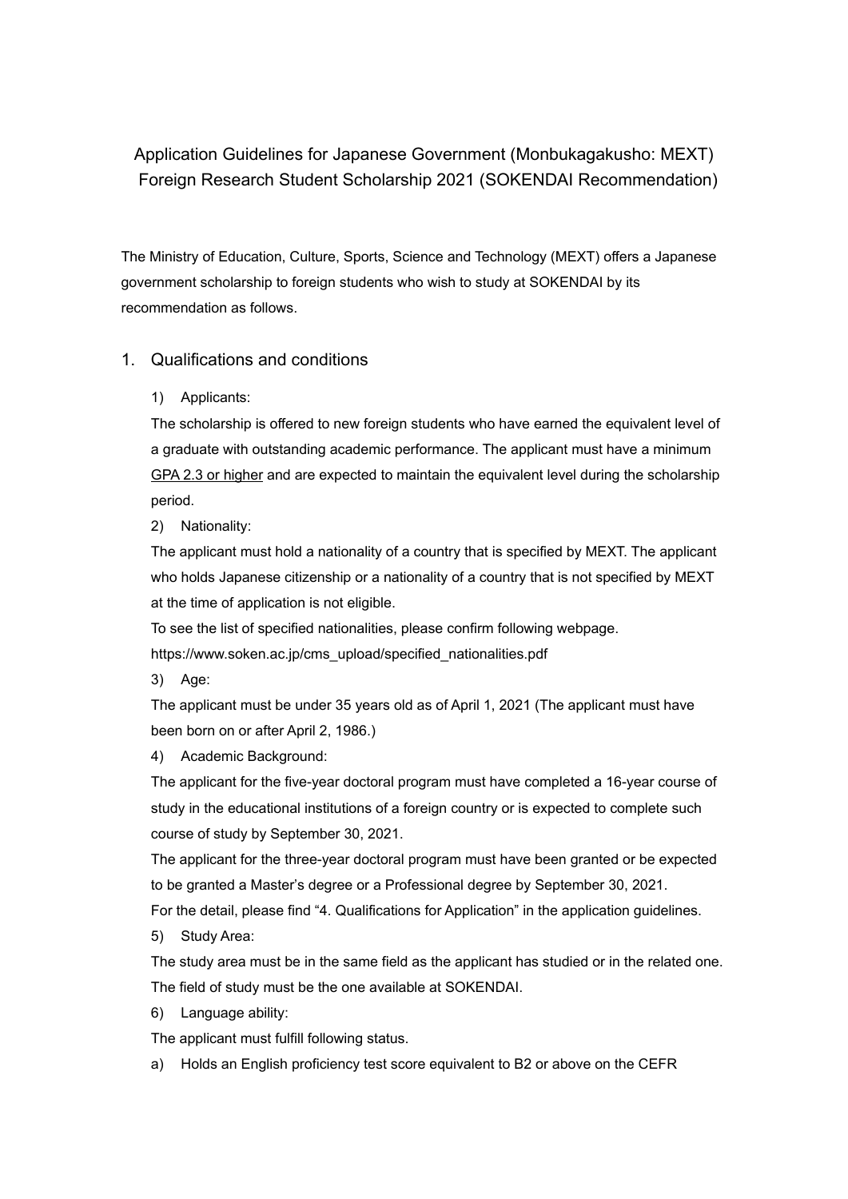# Application Guidelines for Japanese Government (Monbukagakusho: MEXT) Foreign Research Student Scholarship 2021 (SOKENDAI Recommendation)

The Ministry of Education, Culture, Sports, Science and Technology (MEXT) offers a Japanese government scholarship to foreign students who wish to study at SOKENDAI by its recommendation as follows.

## 1. Qualifications and conditions

1) Applicants:

The scholarship is offered to new foreign students who have earned the equivalent level of a graduate with outstanding academic performance. The applicant must have a minimum <u>GPA 2.3 or higher</u> and are expected to maintain the equivalent level during the scholarship period.

2) Nationality:

The applicant must hold a nationality of a country that is specified by MEXT. The applicant who holds Japanese citizenship or a nationality of a country that is not specified by MEXT at the time of application is not eligible.

To see the list of specified nationalities, please confirm following webpage.
https://www.soken.ac.jp/cms_upload/specified_nationalities.pdf

3) Age:

The applicant must be under 35 years old as of April 1, 2021 (The applicant must have been born on or after April 2, 1986.)

4) Academic Background:

The applicant for the five-year doctoral program must have completed a 16-year course of study in the educational institutions of a foreign country or is expected to complete such course of study by September 30, 2021.

The applicant for the three-year doctoral program must have been granted or be expected to be granted a Master's degree or a Professional degree by September 30, 2021.

For the detail, please find "4. Qualifications for Application" in the application guidelines.

5) Study Area:

The study area must be in the same field as the applicant has studied or in the related one. The field of study must be the one available at SOKENDAI.

6) Language ability:

The applicant must fulfill following status.

a) Holds an English proficiency test score equivalent to B2 or above on the CEFR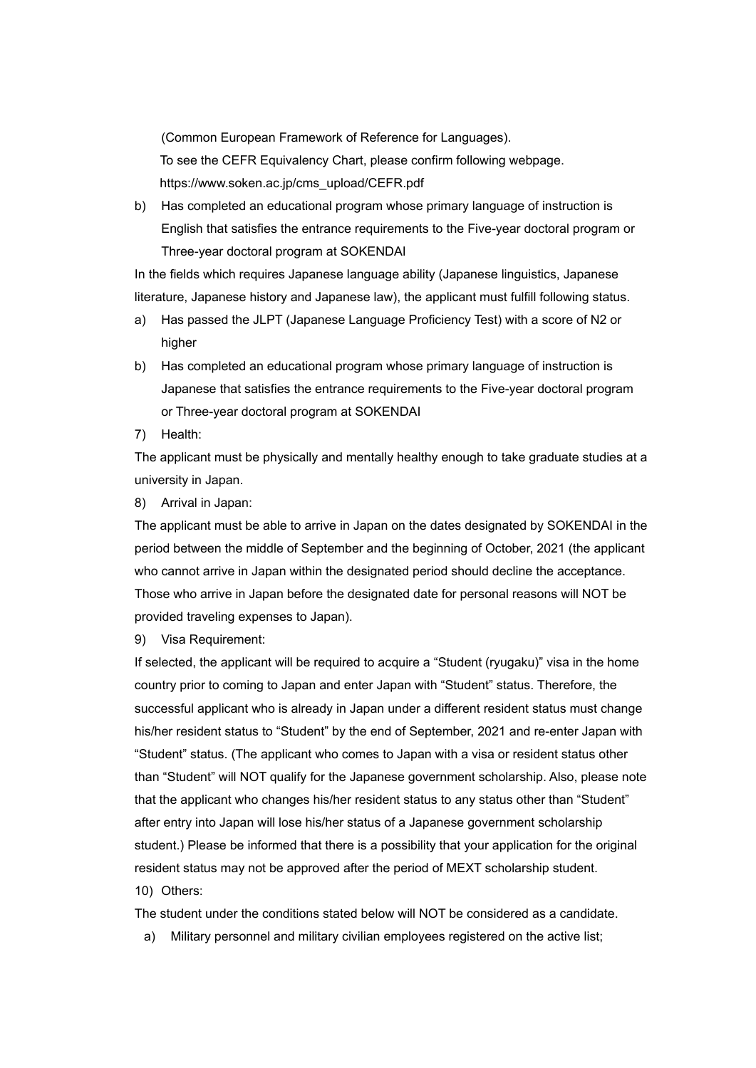(Common European Framework of Reference for Languages).

To see the CEFR Equivalency Chart, please confirm following webpage.

https://www.soken.ac.jp/cms_upload/CEFR.pdf

b) Has completed an educational program whose primary language of instruction is English that satisfies the entrance requirements to the Five-year doctoral program or Three-year doctoral program at SOKENDAI

In the fields which requires Japanese language ability (Japanese linguistics, Japanese literature, Japanese history and Japanese law), the applicant must fulfill following status.

a) Has passed the JLPT (Japanese Language Proficiency Test) with a score of N2 or higher

b) Has completed an educational program whose primary language of instruction is Japanese that satisfies the entrance requirements to the Five-year doctoral program or Three-year doctoral program at SOKENDAI

7) Health:

The applicant must be physically and mentally healthy enough to take graduate studies at a university in Japan.

8) Arrival in Japan:

The applicant must be able to arrive in Japan on the dates designated by SOKENDAI in the period between the middle of September and the beginning of October, 2021 (the applicant who cannot arrive in Japan within the designated period should decline the acceptance. Those who arrive in Japan before the designated date for personal reasons will NOT be provided traveling expenses to Japan).

9) Visa Requirement:

If selected, the applicant will be required to acquire a "Student (ryugaku)" visa in the home country prior to coming to Japan and enter Japan with "Student" status. Therefore, the successful applicant who is already in Japan under a different resident status must change his/her resident status to "Student" by the end of September, 2021 and re-enter Japan with "Student" status. (The applicant who comes to Japan with a visa or resident status other than "Student" will NOT qualify for the Japanese government scholarship. Also, please note that the applicant who changes his/her resident status to any status other than "Student" after entry into Japan will lose his/her status of a Japanese government scholarship student.) Please be informed that there is a possibility that your application for the original resident status may not be approved after the period of MEXT scholarship student.

10) Others:

The student under the conditions stated below will NOT be considered as a candidate.

a) Military personnel and military civilian employees registered on the active list;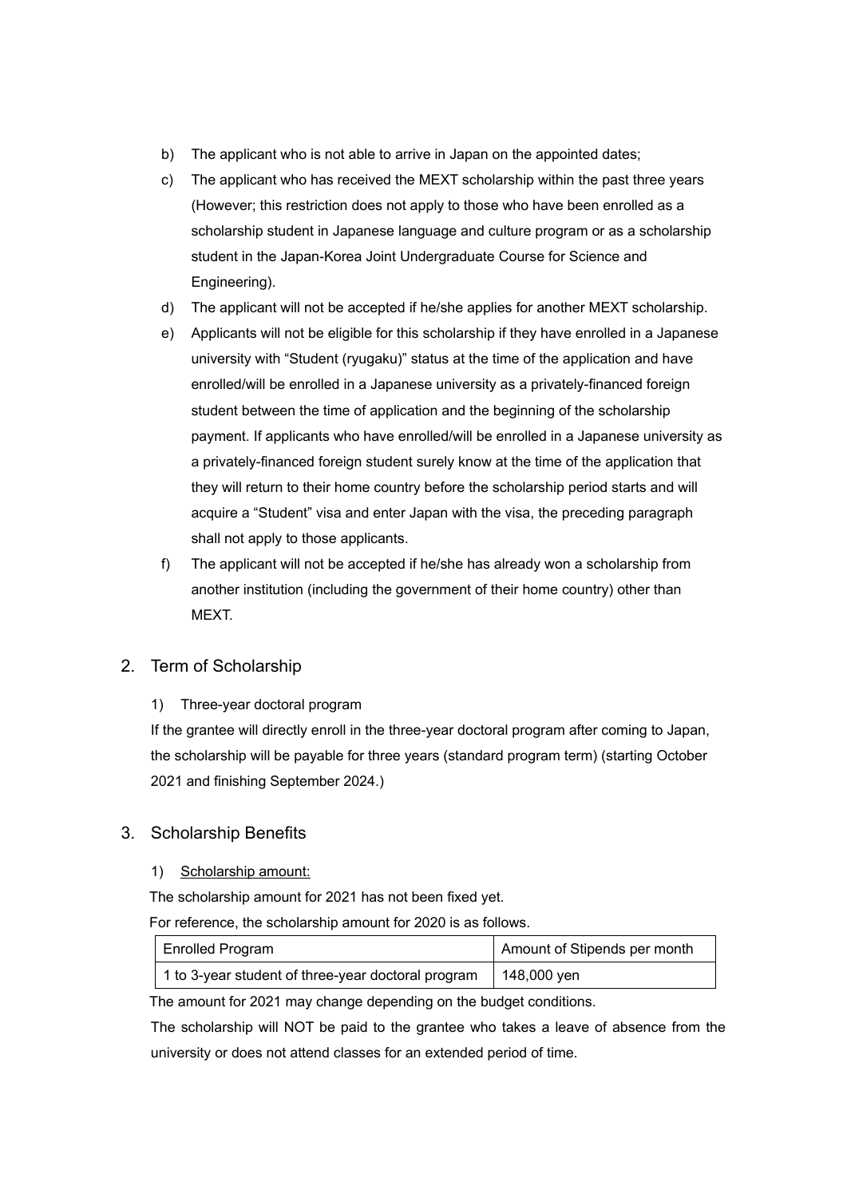b) The applicant who is not able to arrive in Japan on the appointed dates;

c) The applicant who has received the MEXT scholarship within the past three years (However; this restriction does not apply to those who have been enrolled as a scholarship student in Japanese language and culture program or as a scholarship student in the Japan-Korea Joint Undergraduate Course for Science and Engineering).

d) The applicant will not be accepted if he/she applies for another MEXT scholarship.

e) Applicants will not be eligible for this scholarship if they have enrolled in a Japanese university with "Student (ryugaku)" status at the time of the application and have enrolled/will be enrolled in a Japanese university as a privately-financed foreign student between the time of application and the beginning of the scholarship payment. If applicants who have enrolled/will be enrolled in a Japanese university as a privately-financed foreign student surely know at the time of the application that they will return to their home country before the scholarship period starts and will acquire a "Student" visa and enter Japan with the visa, the preceding paragraph shall not apply to those applicants.

f) The applicant will not be accepted if he/she has already won a scholarship from another institution (including the government of their home country) other than MEXT.

## 2. Term of Scholarship

1) Three-year doctoral program

If the grantee will directly enroll in the three-year doctoral program after coming to Japan, the scholarship will be payable for three years (standard program term) (starting October 2021 and finishing September 2024.)

## 3. Scholarship Benefits

1) <u>Scholarship amount:</u>

The scholarship amount for 2021 has not been fixed yet.

For reference, the scholarship amount for 2020 is as follows.

| Enrolled Program | Amount of Stipends per month |
| --- | --- |
| 1 to 3-year student of three-year doctoral program | 148,000 yen |

The amount for 2021 may change depending on the budget conditions.

The scholarship will NOT be paid to the grantee who takes a leave of absence from the university or does not attend classes for an extended period of time.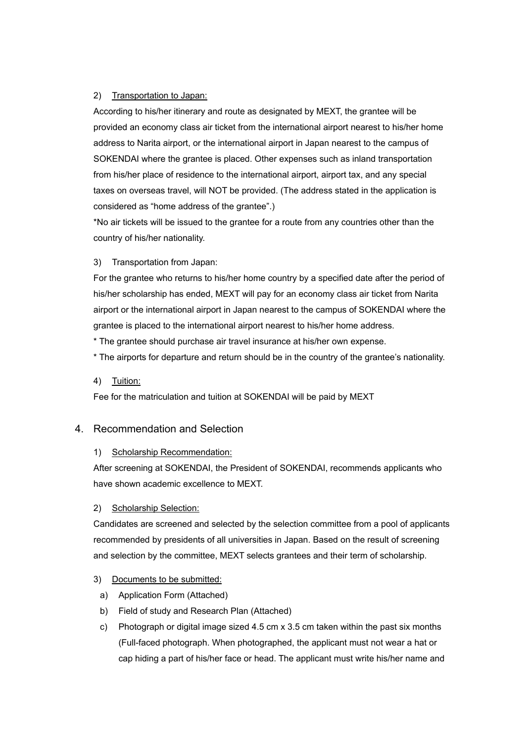2) Transportation to Japan:

According to his/her itinerary and route as designated by MEXT, the grantee will be provided an economy class air ticket from the international airport nearest to his/her home address to Narita airport, or the international airport in Japan nearest to the campus of SOKENDAI where the grantee is placed. Other expenses such as inland transportation from his/her place of residence to the international airport, airport tax, and any special taxes on overseas travel, will NOT be provided. (The address stated in the application is considered as “home address of the grantee”.)

*No air tickets will be issued to the grantee for a route from any countries other than the country of his/her nationality.

3) Transportation from Japan:

For the grantee who returns to his/her home country by a specified date after the period of his/her scholarship has ended, MEXT will pay for an economy class air ticket from Narita airport or the international airport in Japan nearest to the campus of SOKENDAI where the grantee is placed to the international airport nearest to his/her home address.

* The grantee should purchase air travel insurance at his/her own expense.

* The airports for departure and return should be in the country of the grantee’s nationality.

4) Tuition:

Fee for the matriculation and tuition at SOKENDAI will be paid by MEXT

## 4. Recommendation and Selection

1) Scholarship Recommendation:

After screening at SOKENDAI, the President of SOKENDAI, recommends applicants who have shown academic excellence to MEXT.

2) Scholarship Selection:

Candidates are screened and selected by the selection committee from a pool of applicants recommended by presidents of all universities in Japan. Based on the result of screening and selection by the committee, MEXT selects grantees and their term of scholarship.

3) Documents to be submitted:

a) Application Form (Attached)

b) Field of study and Research Plan (Attached)

c) Photograph or digital image sized 4.5 cm x 3.5 cm taken within the past six months (Full-faced photograph. When photographed, the applicant must not wear a hat or cap hiding a part of his/her face or head. The applicant must write his/her name and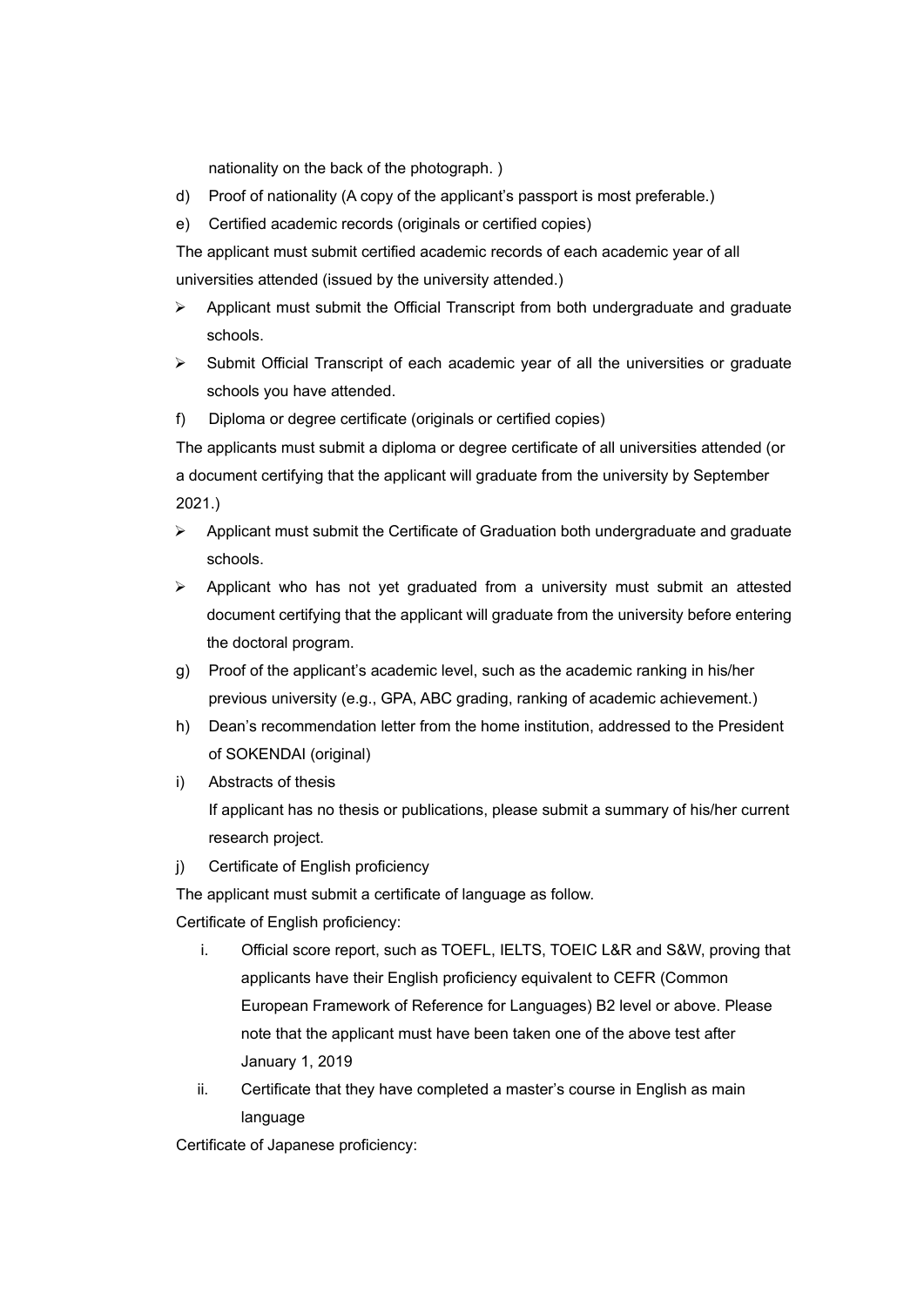nationality on the back of the photograph. )

d) Proof of nationality (A copy of the applicant's passport is most preferable.)

e) Certified academic records (originals or certified copies)

The applicant must submit certified academic records of each academic year of all universities attended (issued by the university attended.)

- Applicant must submit the Official Transcript from both undergraduate and graduate schools.
- Submit Official Transcript of each academic year of all the universities or graduate schools you have attended.

f) Diploma or degree certificate (originals or certified copies)

The applicants must submit a diploma or degree certificate of all universities attended (or a document certifying that the applicant will graduate from the university by September 2021.)

- Applicant must submit the Certificate of Graduation both undergraduate and graduate schools.
- Applicant who has not yet graduated from a university must submit an attested document certifying that the applicant will graduate from the university before entering the doctoral program.

g) Proof of the applicant's academic level, such as the academic ranking in his/her previous university (e.g., GPA, ABC grading, ranking of academic achievement.)

h) Dean's recommendation letter from the home institution, addressed to the President of SOKENDAI (original)

i) Abstracts of thesis
If applicant has no thesis or publications, please submit a summary of his/her current research project.

j) Certificate of English proficiency

The applicant must submit a certificate of language as follow.

Certificate of English proficiency:

i. Official score report, such as TOEFL, IELTS, TOEIC L&R and S&W, proving that applicants have their English proficiency equivalent to CEFR (Common European Framework of Reference for Languages) B2 level or above. Please note that the applicant must have been taken one of the above test after January 1, 2019

ii. Certificate that they have completed a master's course in English as main language

Certificate of Japanese proficiency: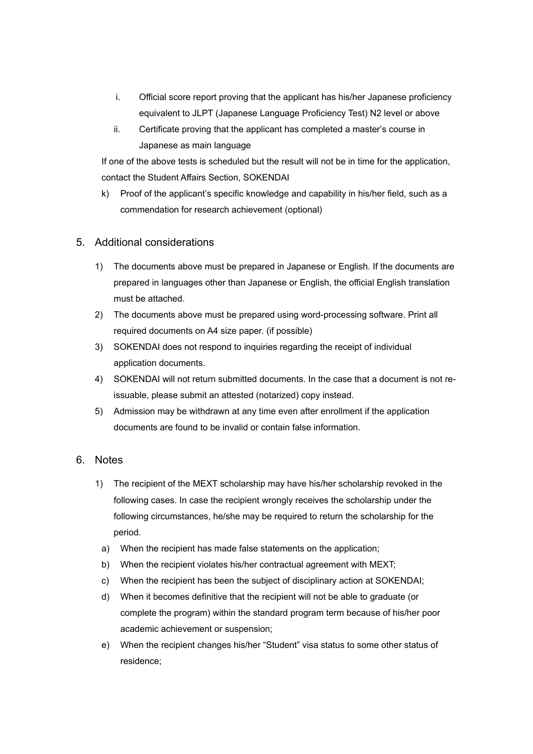i. Official score report proving that the applicant has his/her Japanese proficiency equivalent to JLPT (Japanese Language Proficiency Test) N2 level or above
   ii. Certificate proving that the applicant has completed a master's course in Japanese as main language

   If one of the above tests is scheduled but the result will not be in time for the application, contact the Student Affairs Section, SOKENDAI

k) Proof of the applicant's specific knowledge and capability in his/her field, such as a commendation for research achievement (optional)

## 5. Additional considerations

1) The documents above must be prepared in Japanese or English. If the documents are prepared in languages other than Japanese or English, the official English translation must be attached.
2) The documents above must be prepared using word-processing software. Print all required documents on A4 size paper. (if possible)
3) SOKENDAI does not respond to inquiries regarding the receipt of individual application documents.
4) SOKENDAI will not return submitted documents. In the case that a document is not re-issuable, please submit an attested (notarized) copy instead.
5) Admission may be withdrawn at any time even after enrollment if the application documents are found to be invalid or contain false information.

## 6. Notes

1) The recipient of the MEXT scholarship may have his/her scholarship revoked in the following cases. In case the recipient wrongly receives the scholarship under the following circumstances, he/she may be required to return the scholarship for the period.
   a) When the recipient has made false statements on the application;
   b) When the recipient violates his/her contractual agreement with MEXT;
   c) When the recipient has been the subject of disciplinary action at SOKENDAI;
   d) When it becomes definitive that the recipient will not be able to graduate (or complete the program) within the standard program term because of his/her poor academic achievement or suspension;
   e) When the recipient changes his/her "Student" visa status to some other status of residence;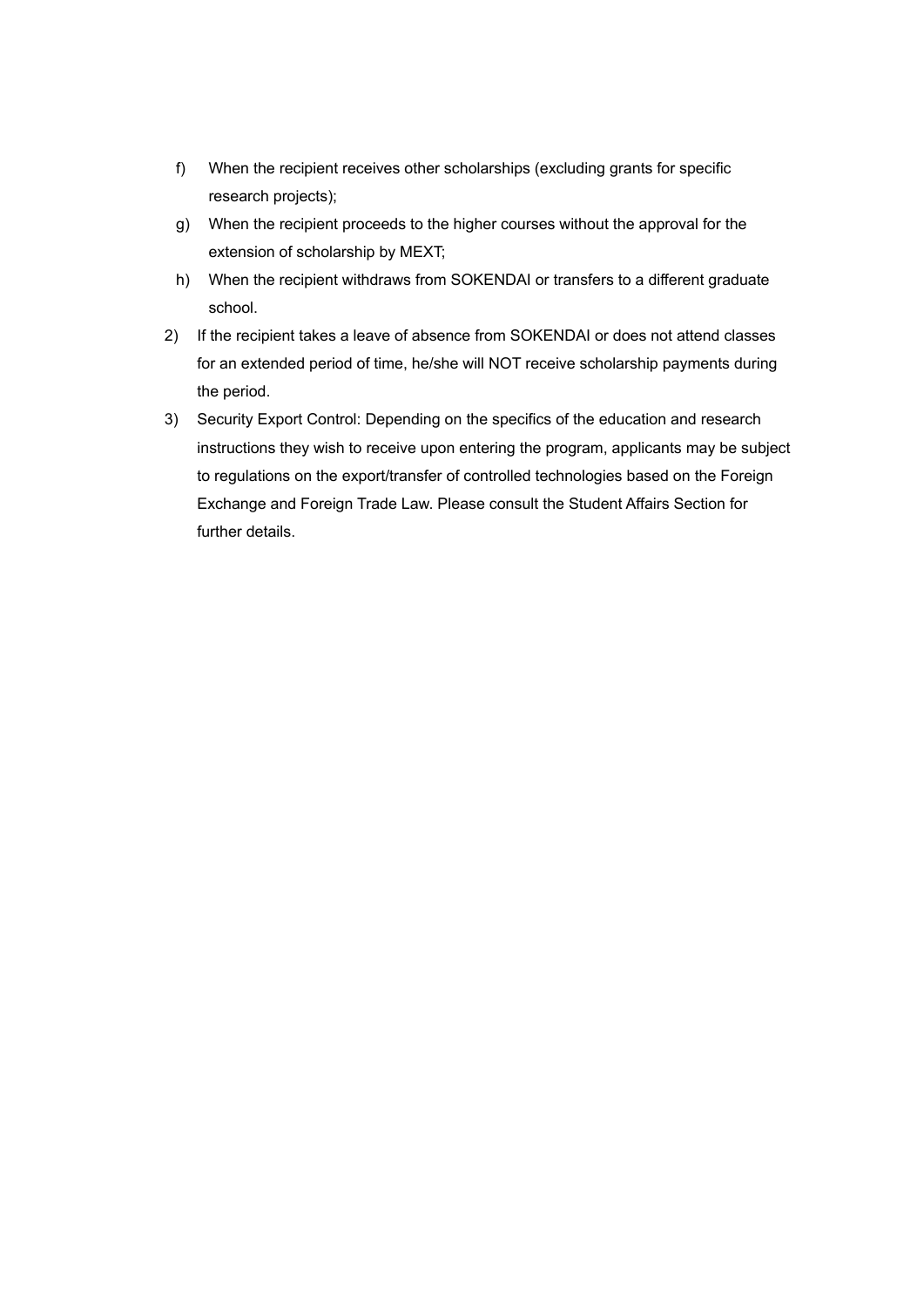f) When the recipient receives other scholarships (excluding grants for specific research projects);

g) When the recipient proceeds to the higher courses without the approval for the extension of scholarship by MEXT;

h) When the recipient withdraws from SOKENDAI or transfers to a different graduate school.

2) If the recipient takes a leave of absence from SOKENDAI or does not attend classes for an extended period of time, he/she will NOT receive scholarship payments during the period.

3) Security Export Control: Depending on the specifics of the education and research instructions they wish to receive upon entering the program, applicants may be subject to regulations on the export/transfer of controlled technologies based on the Foreign Exchange and Foreign Trade Law. Please consult the Student Affairs Section for further details.